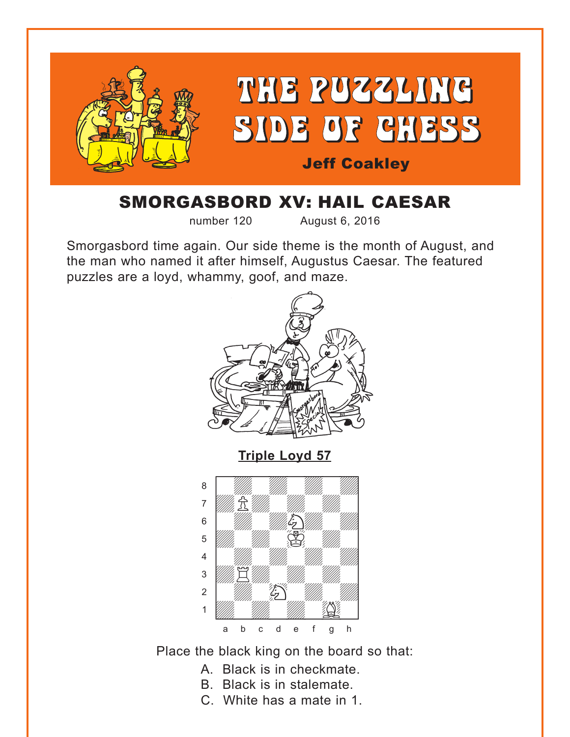# THE PUZZLING SIDE OF CHESS

**Jeff Coakley**

## SMORGASBORD XV: HAIL CAESAR

number 120 August 6, 2016

Smorgasbord time again. Our side theme is the month of August, and the man who named it after himself, Augustus Caesar. The featured puzzles are a loyd, whammy, goof, and maze.

**Triple Loyd 57**

Place the black king on the board so that:

A. Black is in checkmate.
B. Black is in stalemate.
C. White has a mate in 1.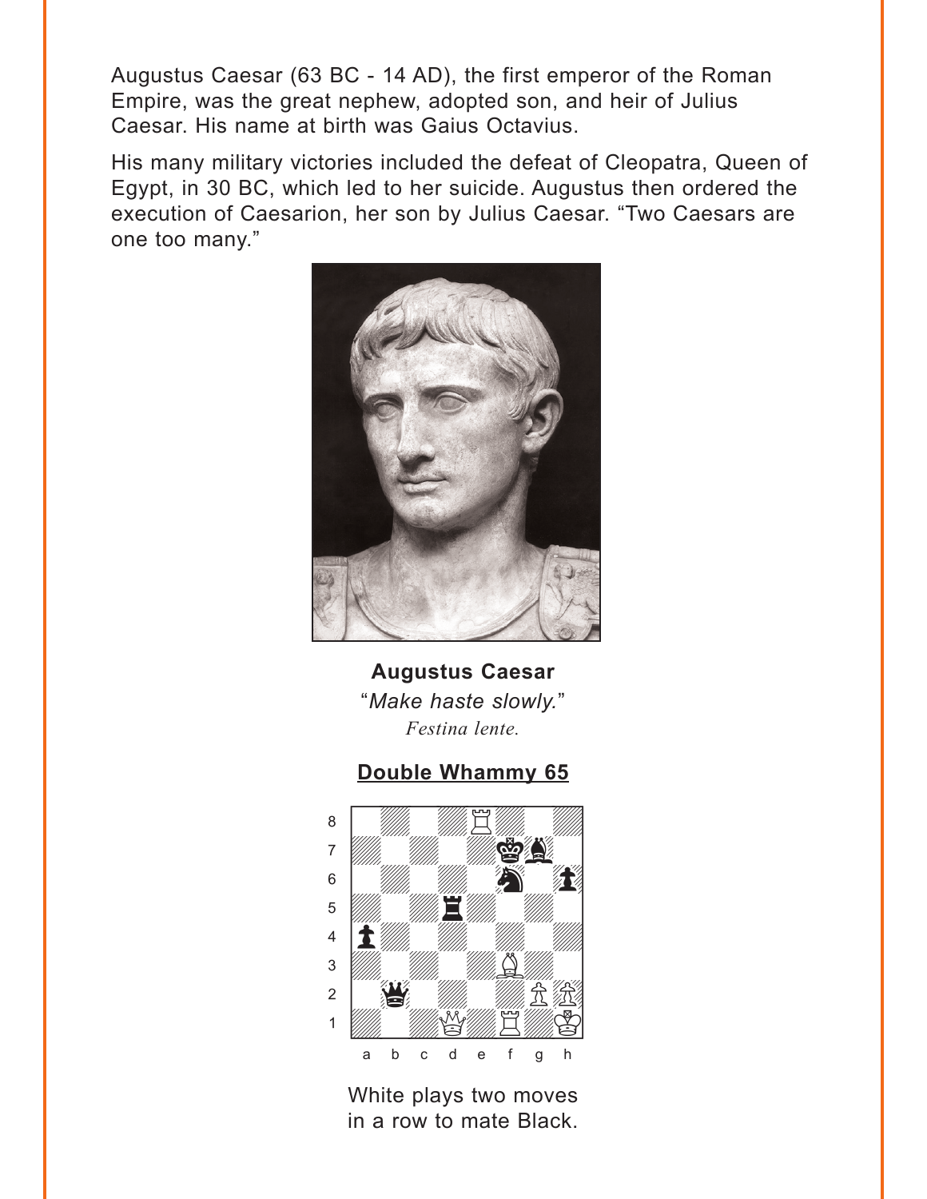Augustus Caesar (63 BC - 14 AD), the first emperor of the Roman Empire, was the great nephew, adopted son, and heir of Julius Caesar. His name at birth was Gaius Octavius.

His many military victories included the defeat of Cleopatra, Queen of Egypt, in 30 BC, which led to her suicide. Augustus then ordered the execution of Caesarion, her son by Julius Caesar. "Two Caesars are one too many."

**Augustus Caesar**
"*Make haste slowly.*"
*Festina lente.*

**Double Whammy 65**

White plays two moves in a row to mate Black.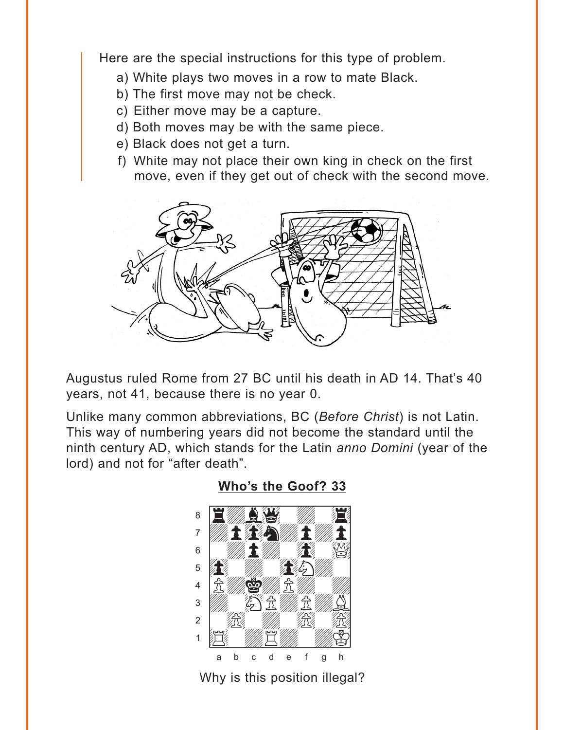Here are the special instructions for this type of problem.

a) White plays two moves in a row to mate Black.
b) The first move may not be check.
c) Either move may be a capture.
d) Both moves may be with the same piece.
e) Black does not get a turn.
f) White may not place their own king in check on the first move, even if they get out of check with the second move.

Augustus ruled Rome from 27 BC until his death in AD 14. That's 40 years, not 41, because there is no year 0.

Unlike many common abbreviations, BC (*Before Christ*) is not Latin. This way of numbering years did not become the standard until the ninth century AD, which stands for the Latin *anno Domini* (year of the lord) and not for "after death".

**Who's the Goof? 33**

Why is this position illegal?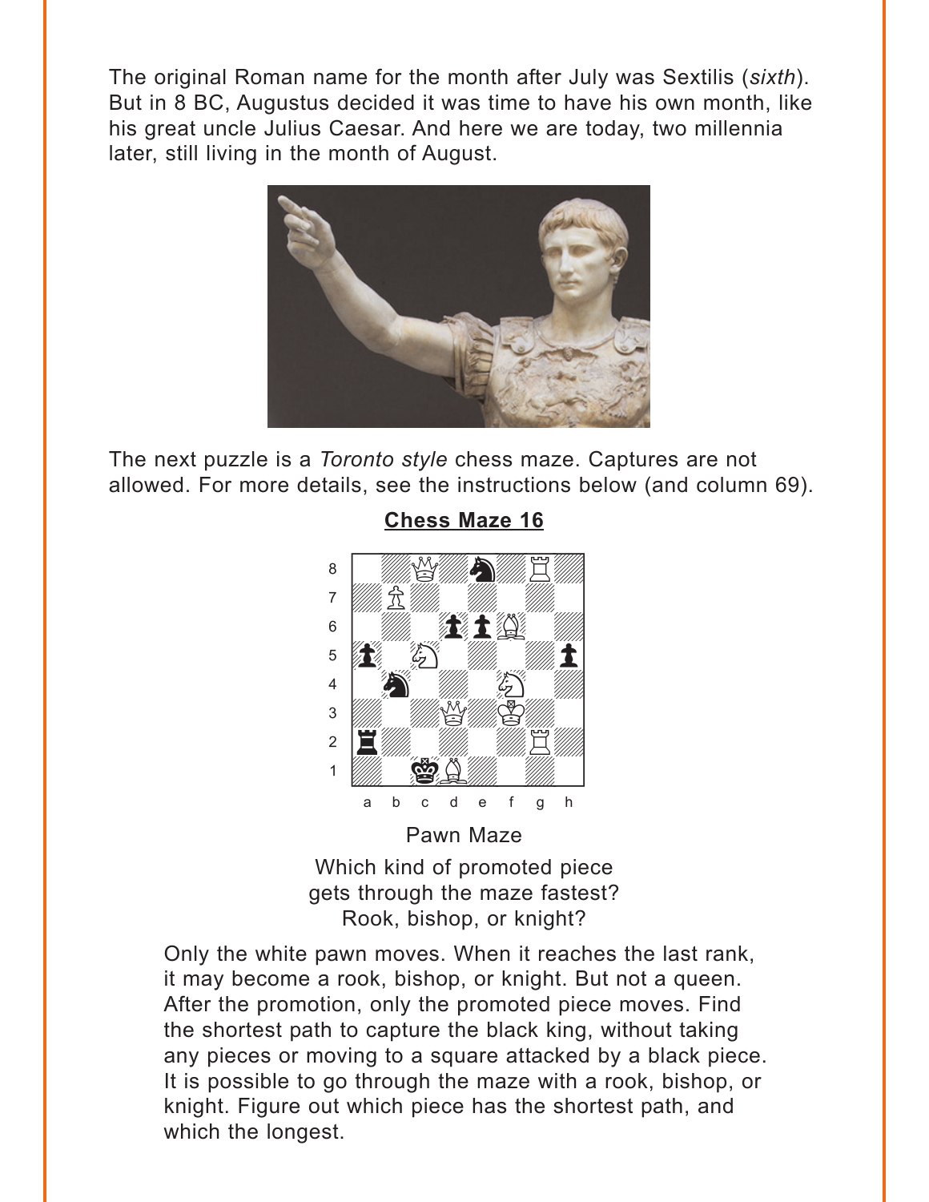The original Roman name for the month after July was Sextilis (*sixth*). But in 8 BC, Augustus decided it was time to have his own month, like his great uncle Julius Caesar. And here we are today, two millennia later, still living in the month of August.

The next puzzle is a *Toronto style* chess maze. Captures are not allowed. For more details, see the instructions below (and column 69).

**Chess Maze 16**

Pawn Maze

Which kind of promoted piece gets through the maze fastest? Rook, bishop, or knight?

Only the white pawn moves. When it reaches the last rank, it may become a rook, bishop, or knight. But not a queen. After the promotion, only the promoted piece moves. Find the shortest path to capture the black king, without taking any pieces or moving to a square attacked by a black piece. It is possible to go through the maze with a rook, bishop, or knight. Figure out which piece has the shortest path, and which the longest.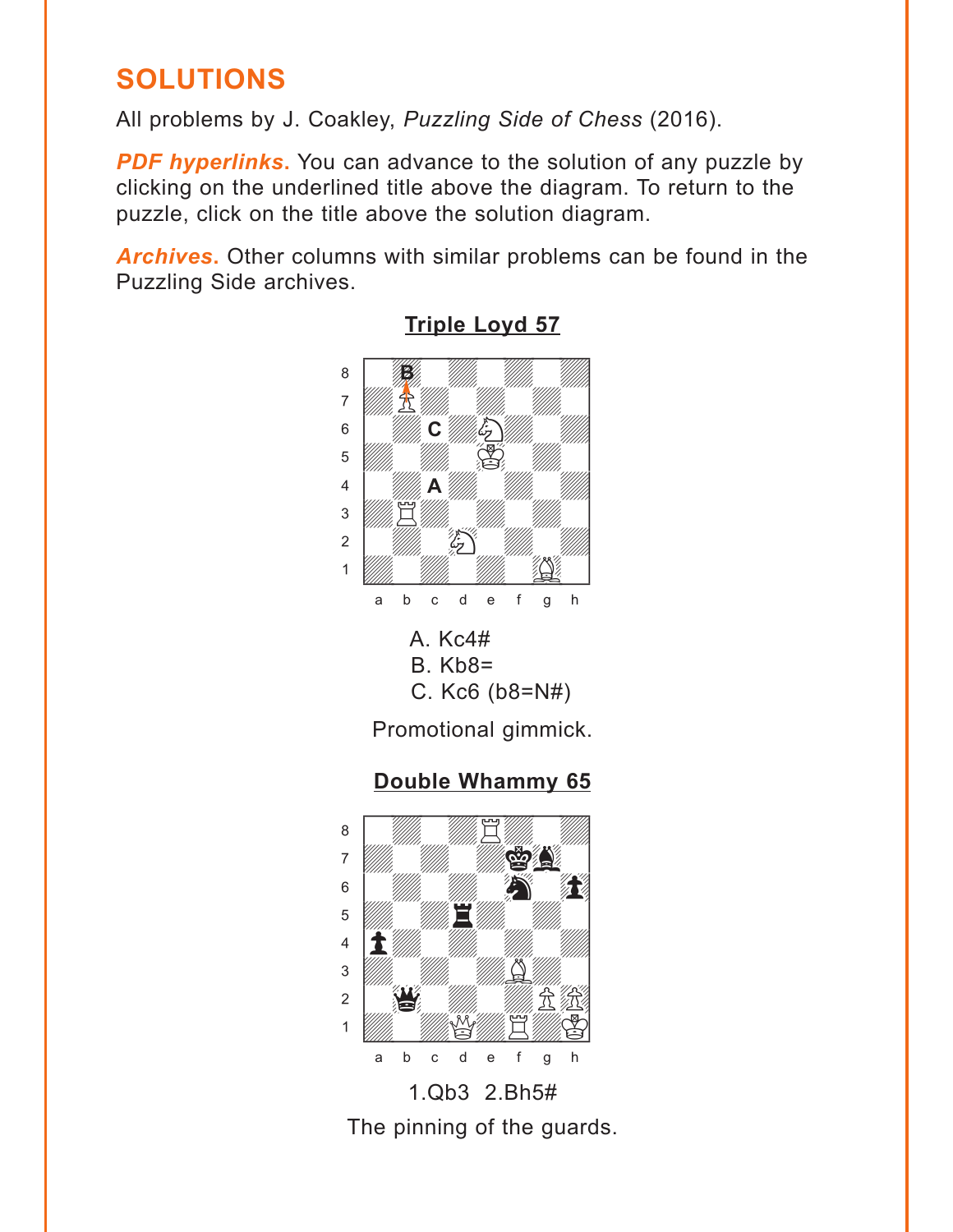## SOLUTIONS

All problems by J. Coakley, *Puzzling Side of Chess* (2016).

***PDF hyperlinks.*** You can advance to the solution of any puzzle by clicking on the underlined title above the diagram. To return to the puzzle, click on the title above the solution diagram.

***Archives.*** Other columns with similar problems can be found in the Puzzling Side archives.

### Triple Loyd 57

A. Kc4#
B. Kb8=
C. Kc6 (b8=N#)

Promotional gimmick.

### Double Whammy 65

1.Qb3 2.Bh5#

The pinning of the guards.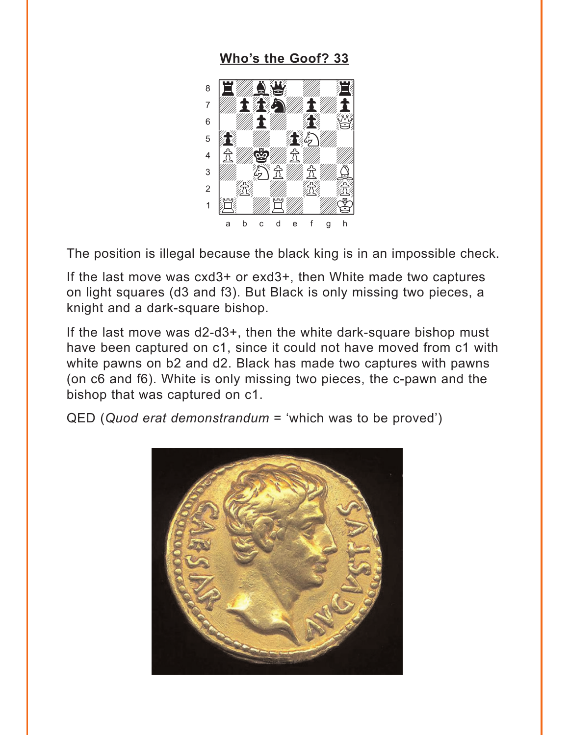## Who's the Goof? 33

The position is illegal because the black king is in an impossible check.

If the last move was cxd3+ or exd3+, then White made two captures on light squares (d3 and f3). But Black is only missing two pieces, a knight and a dark-square bishop.

If the last move was d2-d3+, then the white dark-square bishop must have been captured on c1, since it could not have moved from c1 with white pawns on b2 and d2. Black has made two captures with pawns (on c6 and f6). White is only missing two pieces, the c-pawn and the bishop that was captured on c1.

QED (*Quod erat demonstrandum* = 'which was to be proved')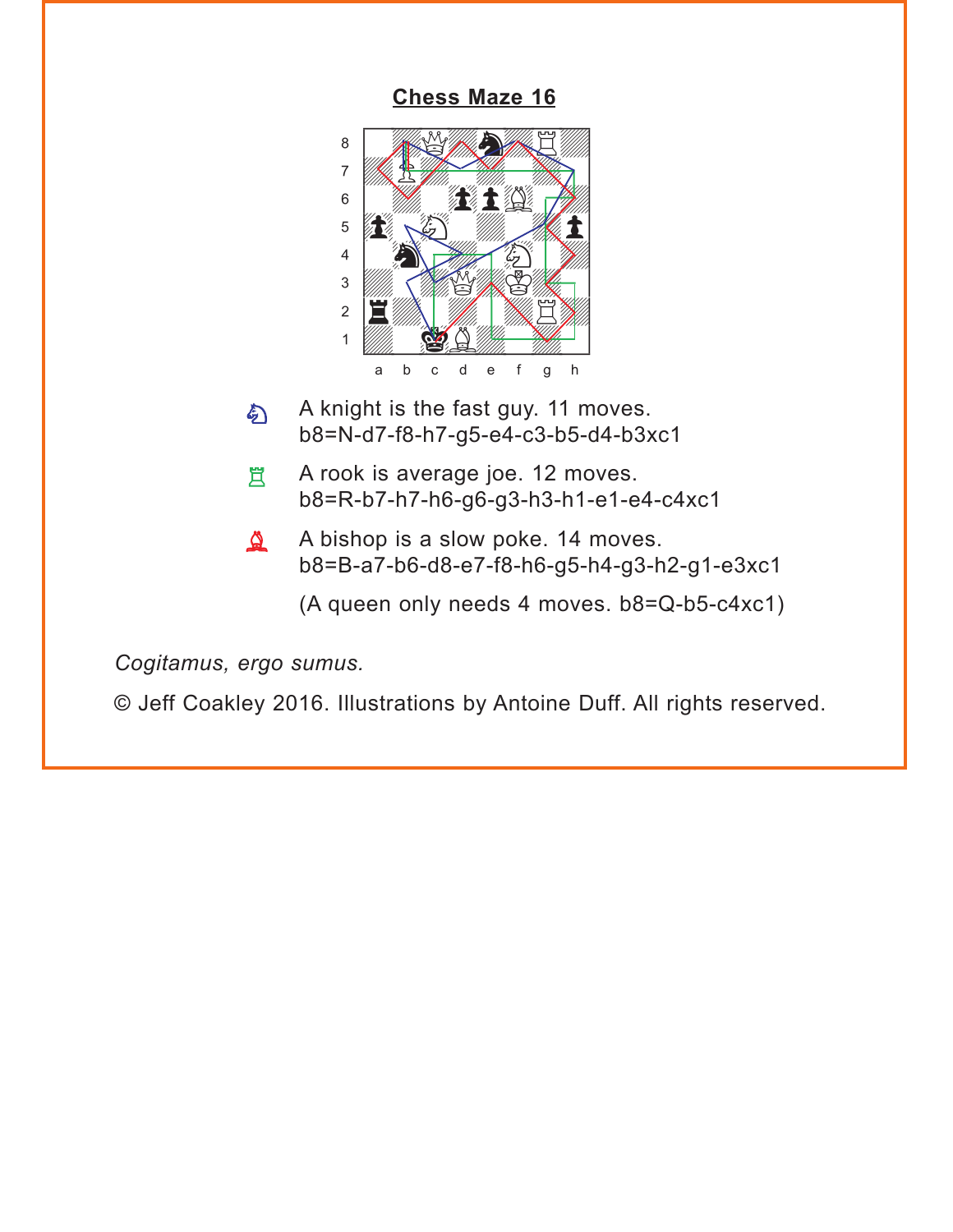## Chess Maze 16

A knight is the fast guy. 11 moves.
b8=N-d7-f8-h7-g5-e4-c3-b5-d4-b3xc1

A rook is average joe. 12 moves.
b8=R-b7-h7-h6-g6-g3-h3-h1-e1-e4-c4xc1

A bishop is a slow poke. 14 moves.
b8=B-a7-b6-d8-e7-f8-h6-g5-h4-g3-h2-g1-e3xc1

(A queen only needs 4 moves. b8=Q-b5-c4xc1)

*Cogitamus, ergo sumus.*

© Jeff Coakley 2016. Illustrations by Antoine Duff. All rights reserved.